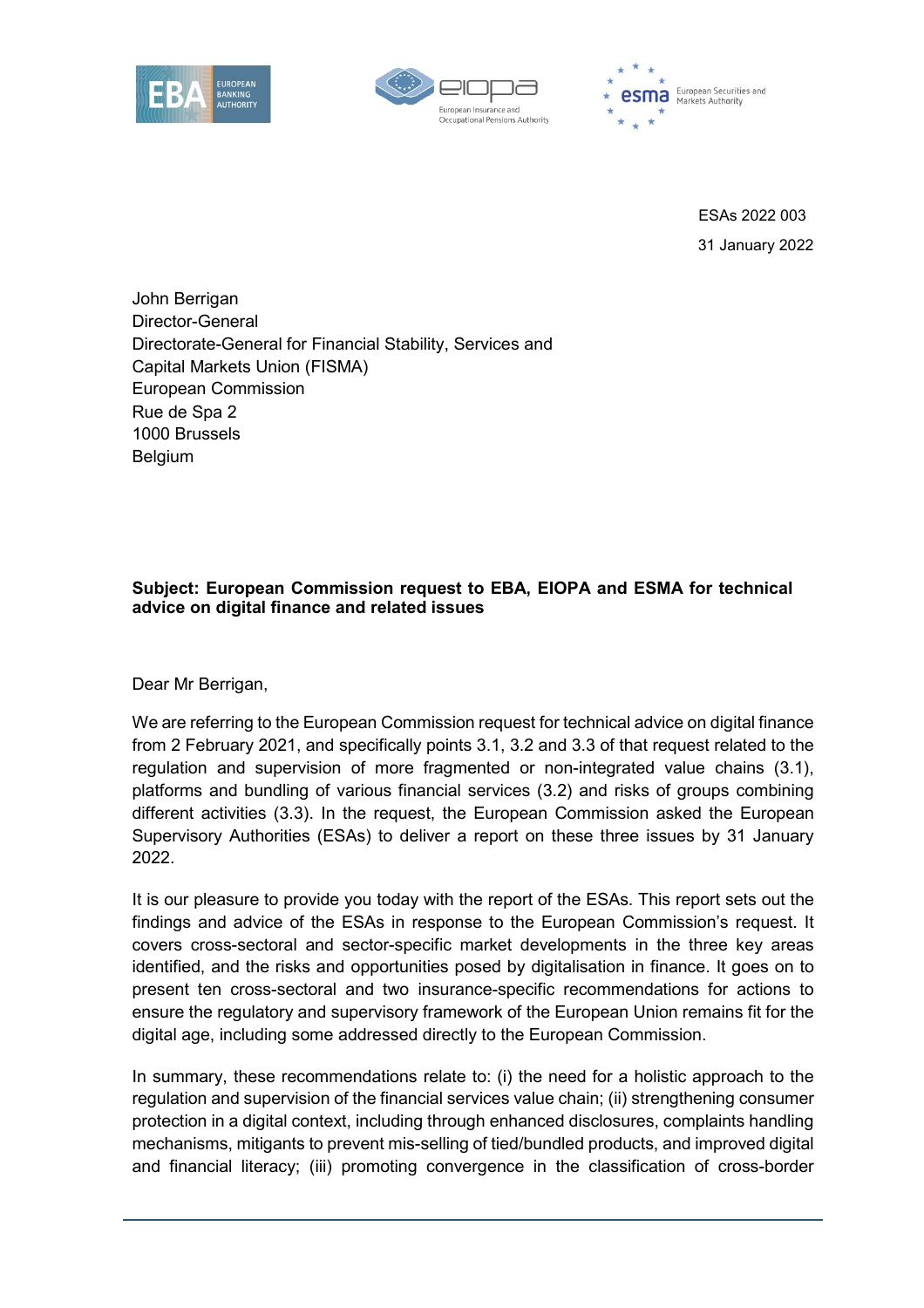ESAs 2022 003

31 January 2022

John Berrigan
Director-General
Directorate-General for Financial Stability, Services and Capital Markets Union (FISMA)
European Commission
Rue de Spa 2
1000 Brussels
Belgium

**Subject: European Commission request to EBA, EIOPA and ESMA for technical advice on digital finance and related issues**

Dear Mr Berrigan,

We are referring to the European Commission request for technical advice on digital finance from 2 February 2021, and specifically points 3.1, 3.2 and 3.3 of that request related to the regulation and supervision of more fragmented or non-integrated value chains (3.1), platforms and bundling of various financial services (3.2) and risks of groups combining different activities (3.3). In the request, the European Commission asked the European Supervisory Authorities (ESAs) to deliver a report on these three issues by 31 January 2022.

It is our pleasure to provide you today with the report of the ESAs. This report sets out the findings and advice of the ESAs in response to the European Commission's request. It covers cross-sectoral and sector-specific market developments in the three key areas identified, and the risks and opportunities posed by digitalisation in finance. It goes on to present ten cross-sectoral and two insurance-specific recommendations for actions to ensure the regulatory and supervisory framework of the European Union remains fit for the digital age, including some addressed directly to the European Commission.

In summary, these recommendations relate to: (i) the need for a holistic approach to the regulation and supervision of the financial services value chain; (ii) strengthening consumer protection in a digital context, including through enhanced disclosures, complaints handling mechanisms, mitigants to prevent mis-selling of tied/bundled products, and improved digital and financial literacy; (iii) promoting convergence in the classification of cross-border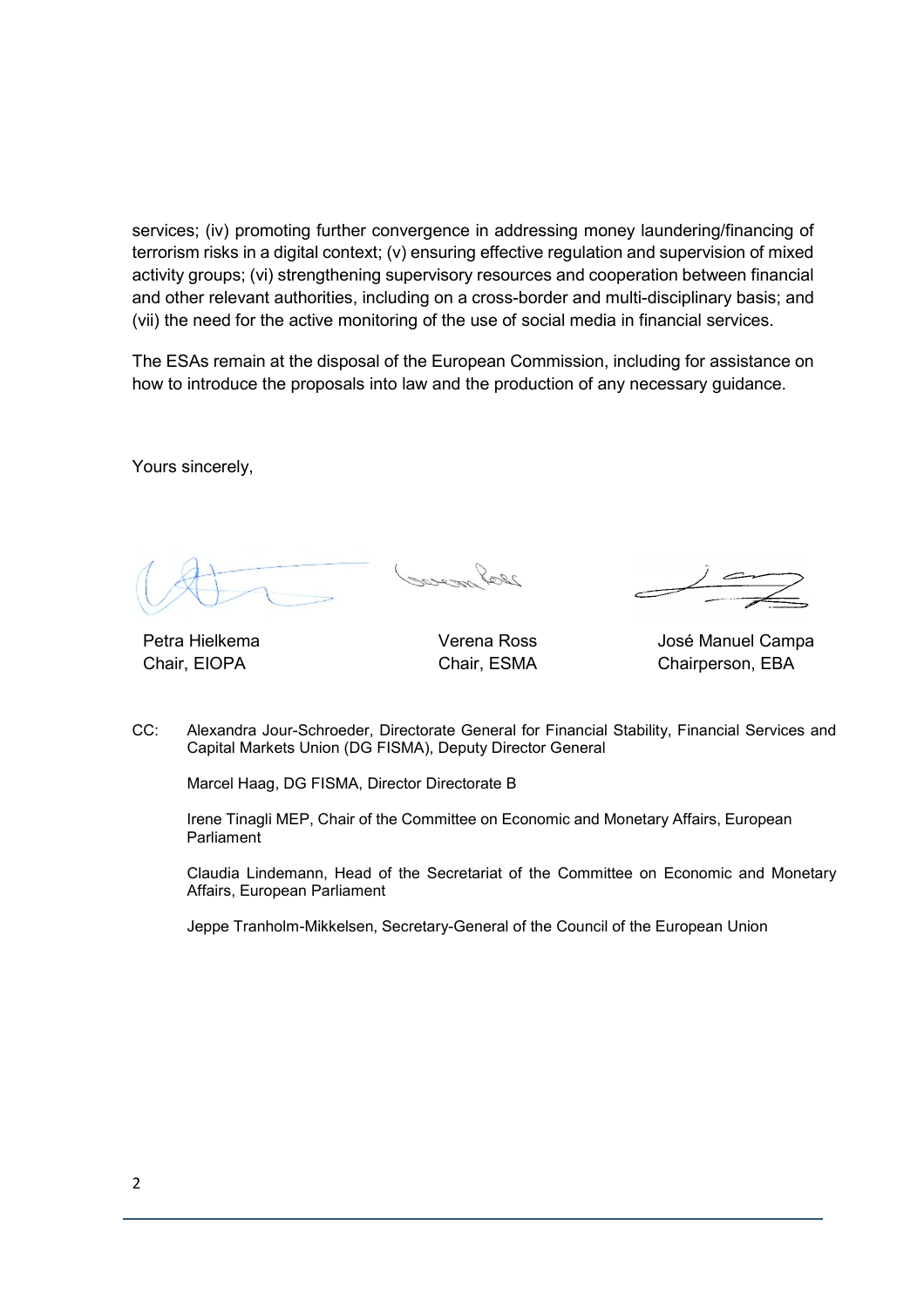services; (iv) promoting further convergence in addressing money laundering/financing of terrorism risks in a digital context; (v) ensuring effective regulation and supervision of mixed activity groups; (vi) strengthening supervisory resources and cooperation between financial and other relevant authorities, including on a cross-border and multi-disciplinary basis; and (vii) the need for the active monitoring of the use of social media in financial services.

The ESAs remain at the disposal of the European Commission, including for assistance on how to introduce the proposals into law and the production of any necessary guidance.

Yours sincerely,

| | | |
|---|---|---|
| Petra Hielkema<br>Chair, EIOPA | Verena Ross<br>Chair, ESMA | José Manuel Campa<br>Chairperson, EBA |

CC: Alexandra Jour-Schroeder, Directorate General for Financial Stability, Financial Services and Capital Markets Union (DG FISMA), Deputy Director General

Marcel Haag, DG FISMA, Director Directorate B

Irene Tinagli MEP, Chair of the Committee on Economic and Monetary Affairs, European Parliament

Claudia Lindemann, Head of the Secretariat of the Committee on Economic and Monetary Affairs, European Parliament

Jeppe Tranholm-Mikkelsen, Secretary-General of the Council of the European Union